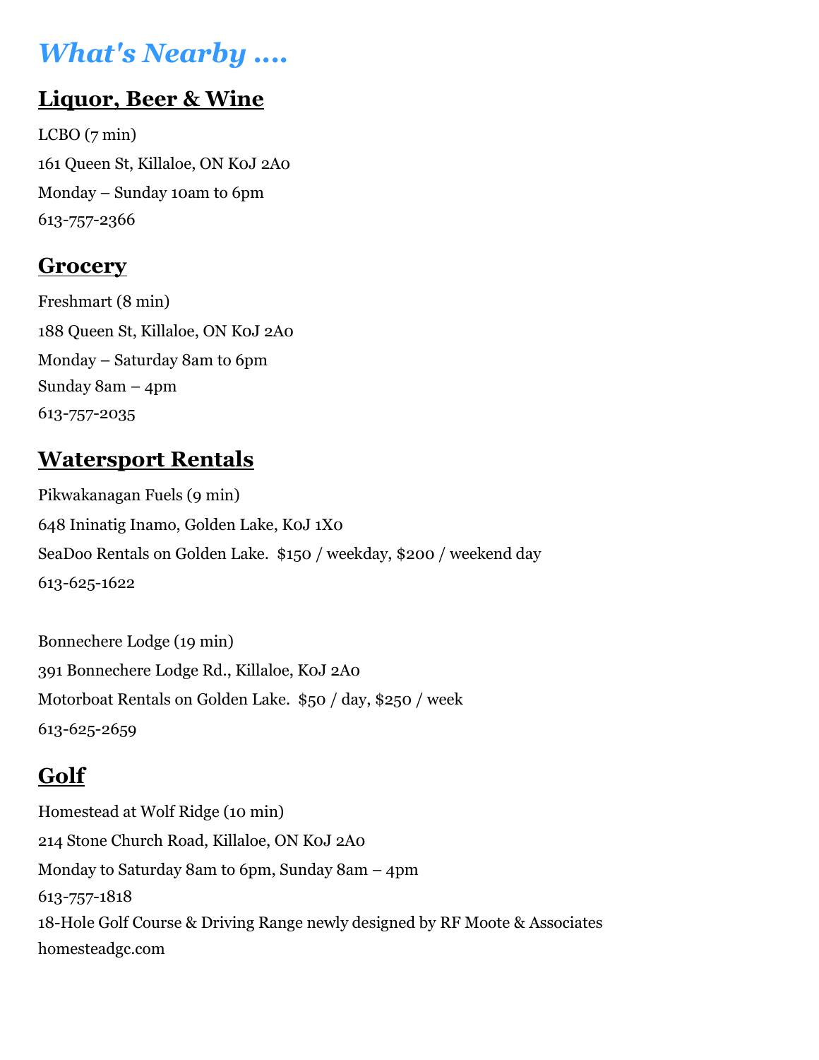# *What's Nearby ….*

## Liquor, Beer & Wine

LCBO (7 min)

161 Queen St, Killaloe, ON K0J 2A0

Monday – Sunday 10am to 6pm

613-757-2366

## Grocery

Freshmart (8 min)

188 Queen St, Killaloe, ON K0J 2A0

Monday – Saturday 8am to 6pm

Sunday 8am – 4pm

613-757-2035

## Watersport Rentals

Pikwakanagan Fuels (9 min)

648 Ininatig Inamo, Golden Lake, K0J 1X0

SeaDoo Rentals on Golden Lake. $150 / weekday, $200 / weekend day

613-625-1622

Bonnechere Lodge (19 min)

391 Bonnechere Lodge Rd., Killaloe, K0J 2A0

Motorboat Rentals on Golden Lake. $50 / day, $250 / week

613-625-2659

## Golf

Homestead at Wolf Ridge (10 min)

214 Stone Church Road, Killaloe, ON K0J 2A0

Monday to Saturday 8am to 6pm, Sunday 8am – 4pm

613-757-1818

18-Hole Golf Course & Driving Range newly designed by RF Moote & Associates

homesteadgc.com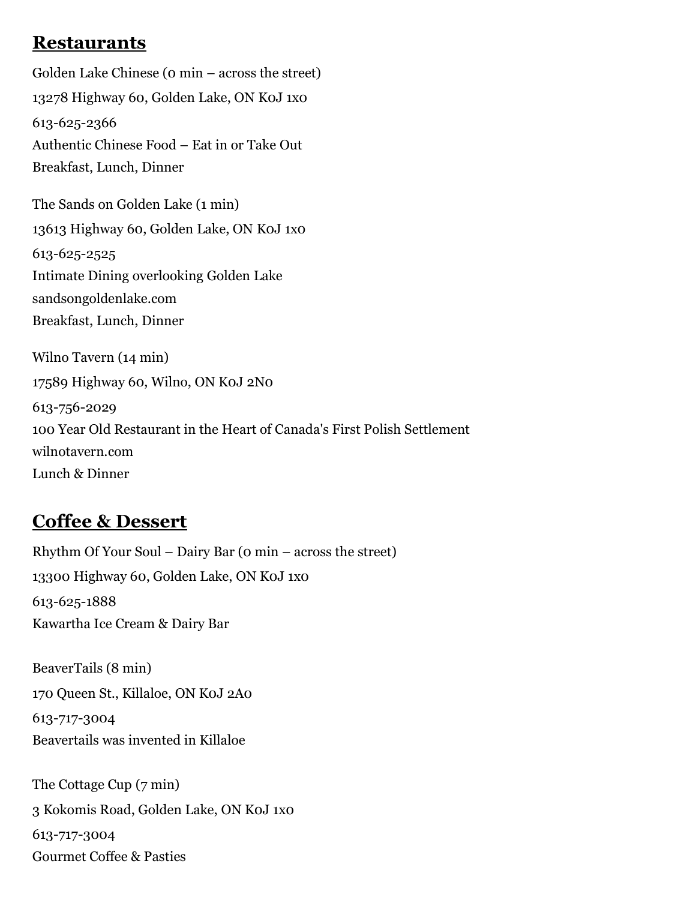## Restaurants

Golden Lake Chinese (0 min – across the street)
13278 Highway 60, Golden Lake, ON K0J 1x0
613-625-2366
Authentic Chinese Food – Eat in or Take Out
Breakfast, Lunch, Dinner

The Sands on Golden Lake (1 min)
13613 Highway 60, Golden Lake, ON K0J 1x0
613-625-2525
Intimate Dining overlooking Golden Lake
sandsongoldenlake.com
Breakfast, Lunch, Dinner

Wilno Tavern (14 min)
17589 Highway 60, Wilno, ON K0J 2N0
613-756-2029
100 Year Old Restaurant in the Heart of Canada's First Polish Settlement
wilnotavern.com
Lunch & Dinner

## Coffee & Dessert

Rhythm Of Your Soul – Dairy Bar (0 min – across the street)
13300 Highway 60, Golden Lake, ON K0J 1x0
613-625-1888
Kawartha Ice Cream & Dairy Bar

BeaverTails (8 min)
170 Queen St., Killaloe, ON K0J 2A0
613-717-3004
Beavertails was invented in Killaloe

The Cottage Cup (7 min)
3 Kokomis Road, Golden Lake, ON K0J 1x0
613-717-3004
Gourmet Coffee & Pasties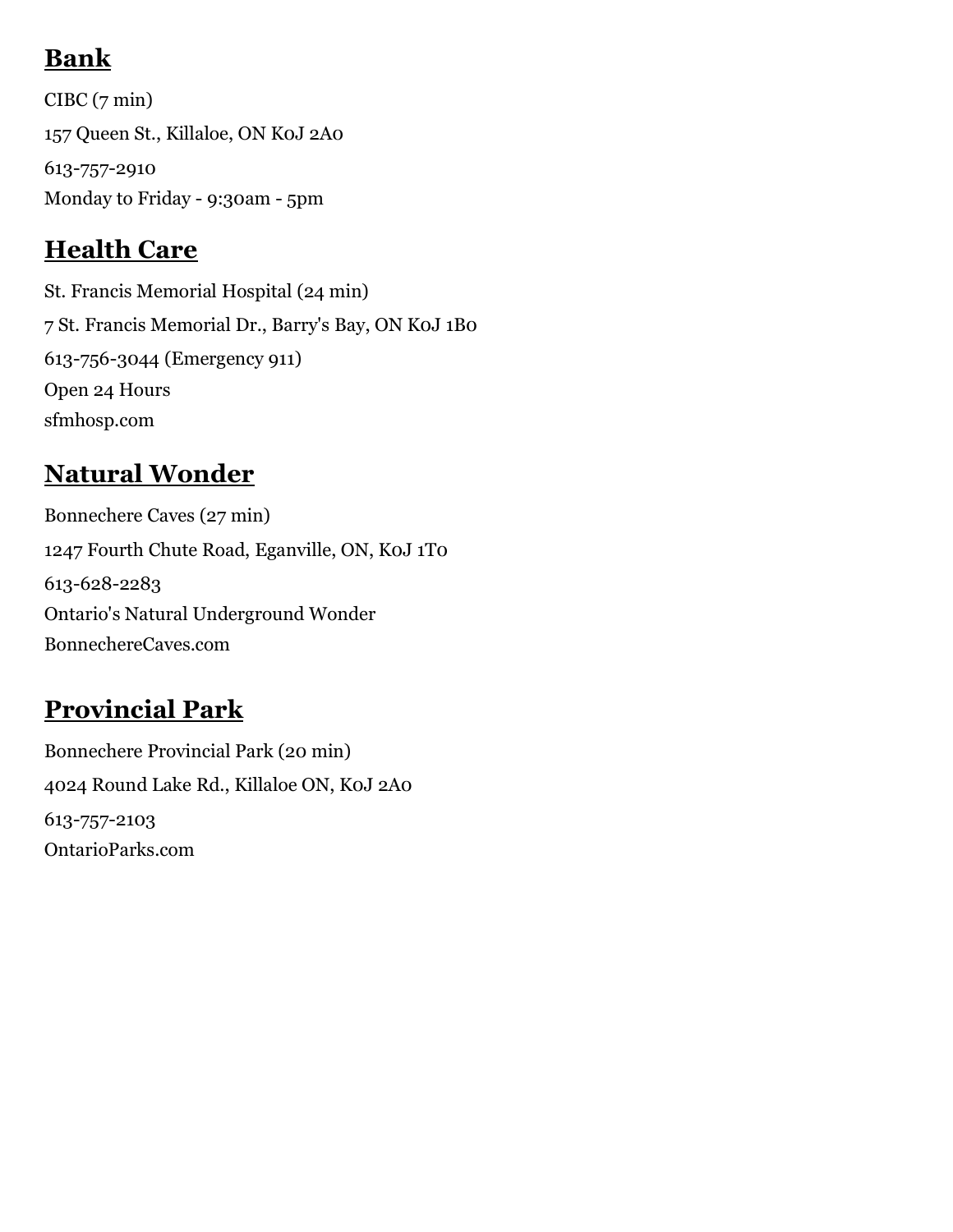## Bank

CIBC (7 min)

157 Queen St., Killaloe, ON K0J 2A0

613-757-2910

Monday to Friday - 9:30am - 5pm

## Health Care

St. Francis Memorial Hospital (24 min)

7 St. Francis Memorial Dr., Barry's Bay, ON K0J 1B0

613-756-3044 (Emergency 911)

Open 24 Hours

sfmhosp.com

## Natural Wonder

Bonnechere Caves (27 min)

1247 Fourth Chute Road, Eganville, ON, K0J 1T0

613-628-2283

Ontario's Natural Underground Wonder

BonnechereCaves.com

## Provincial Park

Bonnechere Provincial Park (20 min)

4024 Round Lake Rd., Killaloe ON, K0J 2A0

613-757-2103

OntarioParks.com